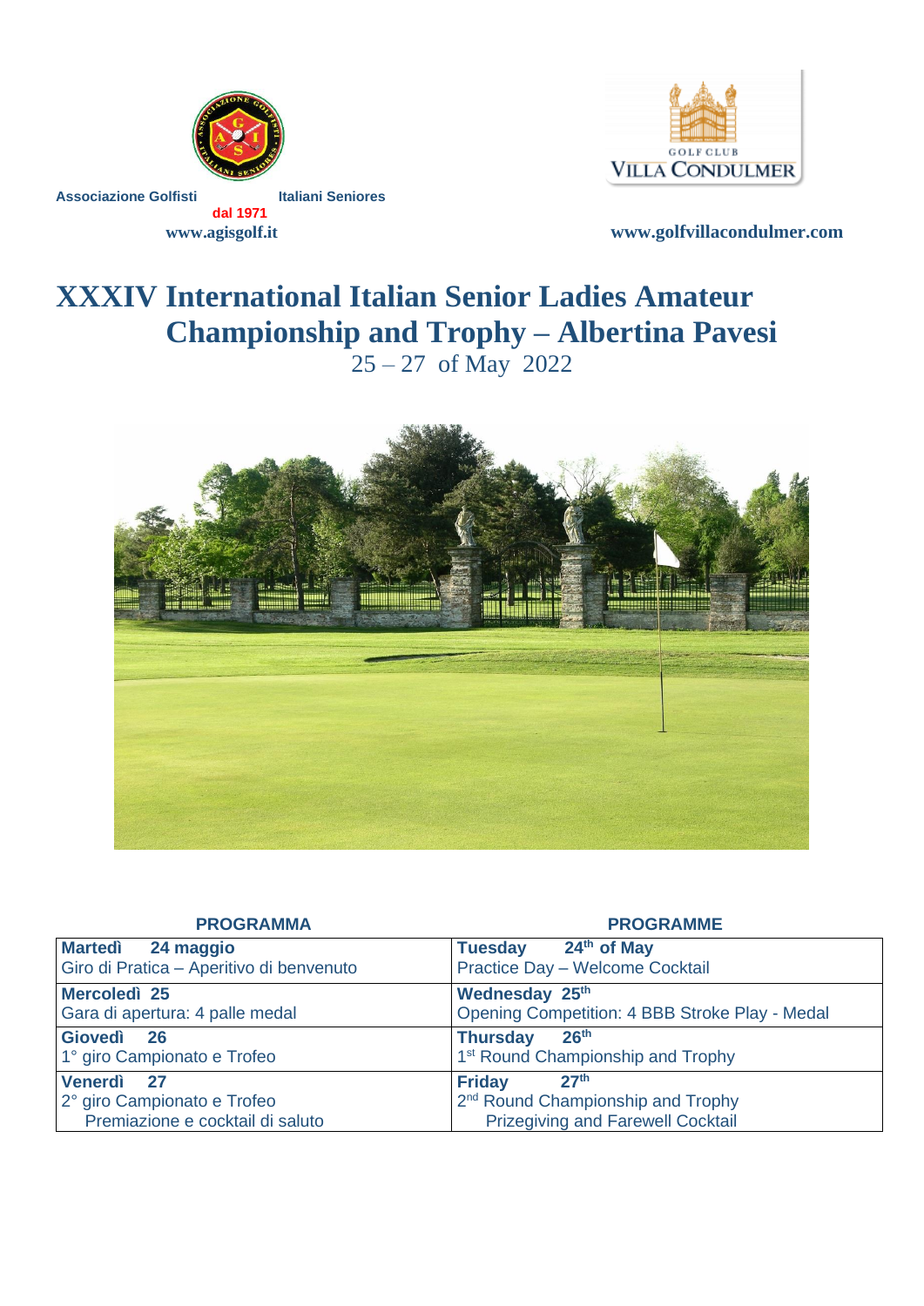Associazione Golfisti Italiani Seniores
dal 1971
www.agisgolf.it

GOLF CLUB
VILLA CONDULMER

www.golfvillacondulmer.com

# XXXIV International Italian Senior Ladies Amateur Championship and Trophy – Albertina Pavesi

25 – 27 of May 2022

| PROGRAMMA | PROGRAMME |
|---|---|
| **Martedì 24 maggio**<br>Giro di Pratica – Aperitivo di benvenuto | **Tuesday 24th of May**<br>Practice Day – Welcome Cocktail |
| **Mercoledì 25**<br>Gara di apertura: 4 palle medal | **Wednesday 25th**<br>Opening Competition: 4 BBB Stroke Play - Medal |
| **Giovedì 26**<br>1° giro Campionato e Trofeo | **Thursday 26th**<br>1st Round Championship and Trophy |
| **Venerdì 27**<br>2° giro Campionato e Trofeo<br>Premiazione e cocktail di saluto | **Friday 27th**<br>2nd Round Championship and Trophy<br>Prizegiving and Farewell Cocktail |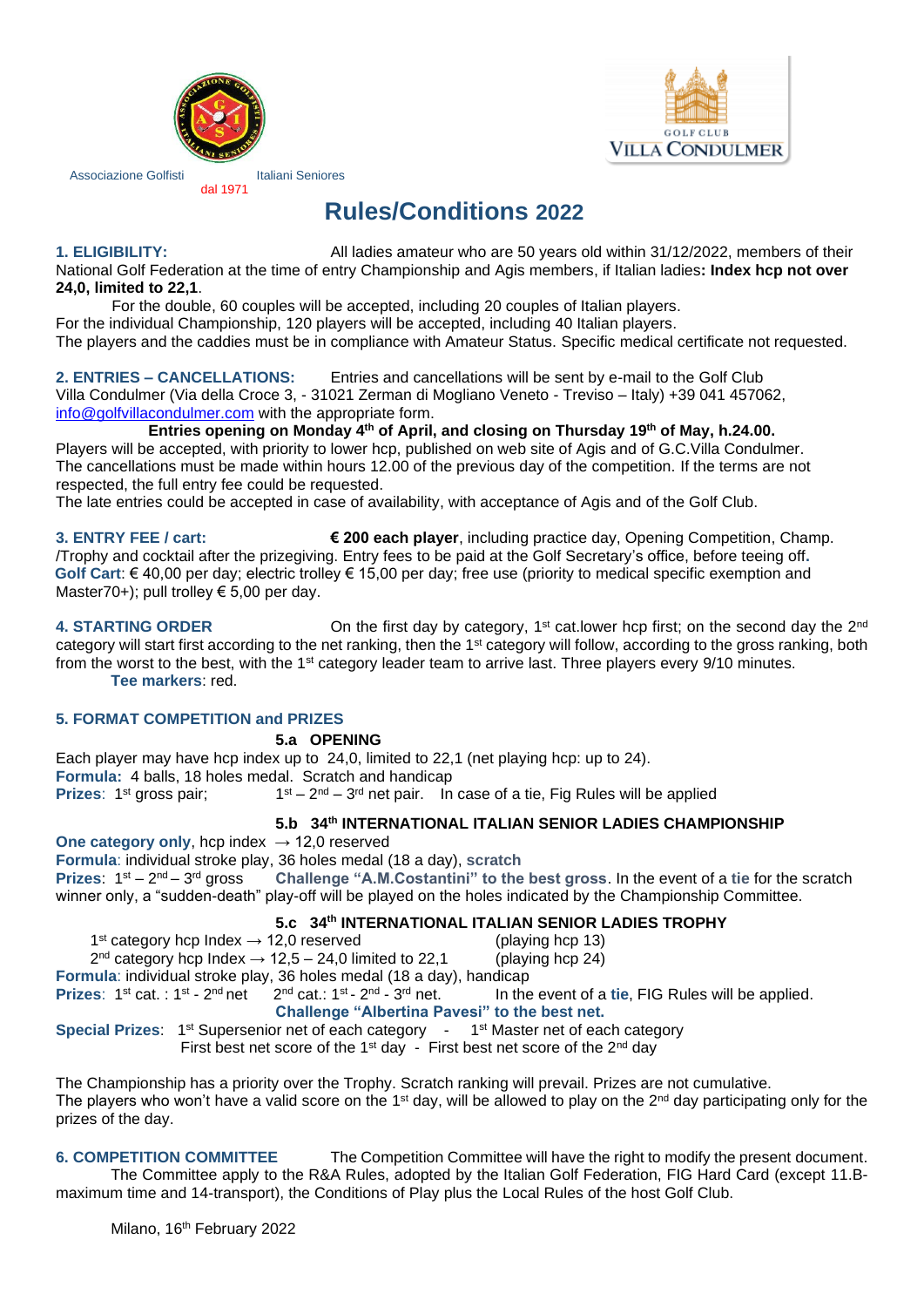Associazione Golfisti Italiani Seniores
dal 1971

GOLF CLUB
VILLA CONDULMER

# Rules/Conditions 2022

**1. ELIGIBILITY:** All ladies amateur who are 50 years old within 31/12/2022, members of their National Golf Federation at the time of entry Championship and Agis members, if Italian ladies**: Index hcp not over 24,0, limited to 22,1**.

For the double, 60 couples will be accepted, including 20 couples of Italian players.
For the individual Championship, 120 players will be accepted, including 40 Italian players.
The players and the caddies must be in compliance with Amateur Status. Specific medical certificate not requested.

**2. ENTRIES – CANCELLATIONS:** Entries and cancellations will be sent by e-mail to the Golf Club Villa Condulmer (Via della Croce 3, - 31021 Zerman di Mogliano Veneto - Treviso – Italy) +39 041 457062, info@golfvillacondulmer.com with the appropriate form.

**Entries opening on Monday 4th of April, and closing on Thursday 19th of May, h.24.00.**

Players will be accepted, with priority to lower hcp, published on web site of Agis and of G.C.Villa Condulmer.
The cancellations must be made within hours 12.00 of the previous day of the competition. If the terms are not respected, the full entry fee could be requested.
The late entries could be accepted in case of availability, with acceptance of Agis and of the Golf Club.

**3. ENTRY FEE / cart:** **€ 200 each player**, including practice day, Opening Competition, Champ. /Trophy and cocktail after the prizegiving. Entry fees to be paid at the Golf Secretary's office, before teeing off.
**Golf Cart**: € 40,00 per day; electric trolley € 15,00 per day; free use (priority to medical specific exemption and Master70+); pull trolley € 5,00 per day.

**4. STARTING ORDER** On the first day by category, 1st cat.lower hcp first; on the second day the 2nd category will start first according to the net ranking, then the 1st category will follow, according to the gross ranking, both from the worst to the best, with the 1st category leader team to arrive last. Three players every 9/10 minutes.
**Tee markers**: red.

**5. FORMAT COMPETITION and PRIZES**

### 5.a OPENING

Each player may have hcp index up to 24,0, limited to 22,1 (net playing hcp: up to 24).
**Formula:** 4 balls, 18 holes medal. Scratch and handicap
**Prizes**: 1st gross pair; 1st – 2nd – 3rd net pair. In case of a tie, Fig Rules will be applied

### 5.b 34th INTERNATIONAL ITALIAN SENIOR LADIES CHAMPIONSHIP

**One category only**, hcp index → 12,0 reserved
**Formula**: individual stroke play, 36 holes medal (18 a day), **scratch**
**Prizes**: 1st – 2nd – 3rd gross **Challenge "A.M.Costantini" to the best gross**. In the event of a **tie** for the scratch winner only, a "sudden-death" play-off will be played on the holes indicated by the Championship Committee.

### 5.c 34th INTERNATIONAL ITALIAN SENIOR LADIES TROPHY

1st category hcp Index → 12,0 reserved (playing hcp 13)
2nd category hcp Index → 12,5 – 24,0 limited to 22,1 (playing hcp 24)
**Formula**: individual stroke play, 36 holes medal (18 a day), handicap
**Prizes**: 1st cat. : 1st - 2nd net 2nd cat.: 1st - 2nd - 3rd net. In the event of a **tie**, FIG Rules will be applied.
**Challenge "Albertina Pavesi" to the best net.**
**Special Prizes**: 1st Supersenior net of each category - 1st Master net of each category
First best net score of the 1st day - First best net score of the 2nd day

The Championship has a priority over the Trophy. Scratch ranking will prevail. Prizes are not cumulative.
The players who won't have a valid score on the 1st day, will be allowed to play on the 2nd day participating only for the prizes of the day.

**6. COMPETITION COMMITTEE** The Competition Committee will have the right to modify the present document. The Committee apply to the R&A Rules, adopted by the Italian Golf Federation, FIG Hard Card (except 11.B- maximum time and 14-transport), the Conditions of Play plus the Local Rules of the host Golf Club.

Milano, 16th February 2022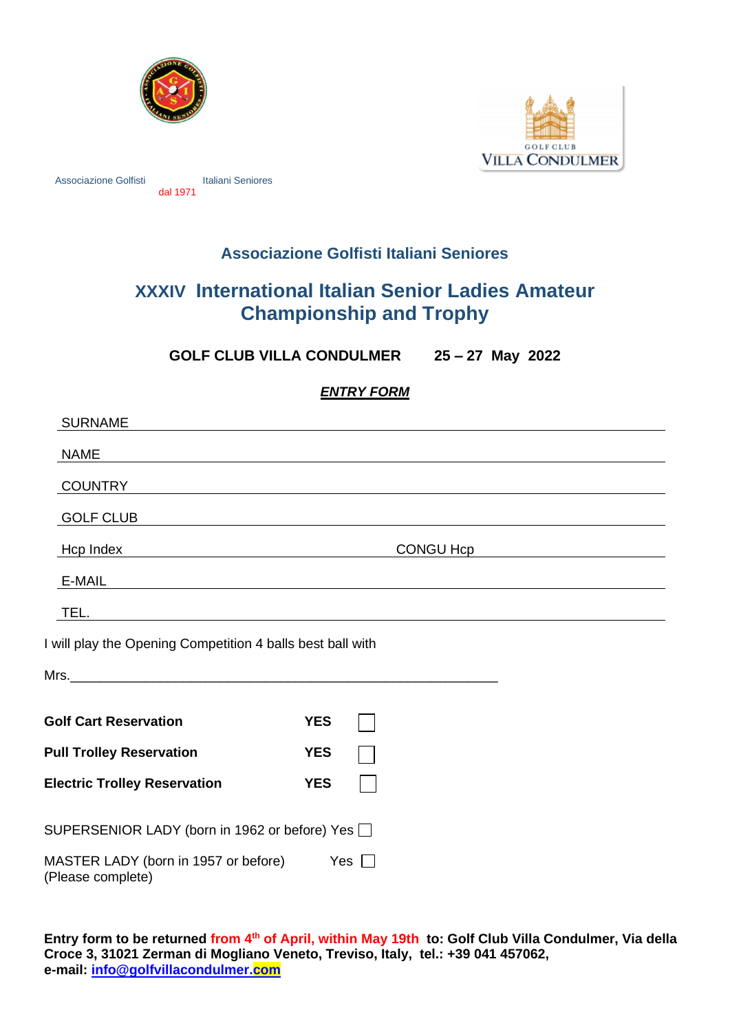Associazione Golfisti Italiani Seniores
dal 1971

## Associazione Golfisti Italiani Seniores

# XXXIV International Italian Senior Ladies Amateur Championship and Trophy

**GOLF CLUB VILLA CONDULMER 25 – 27 May 2022**

***ENTRY FORM***

SURNAME ______________________________

NAME ______________________________

COUNTRY ______________________________

GOLF CLUB ______________________________

Hcp Index ______________ CONGU Hcp ______________

E-MAIL ______________________________

TEL. ______________________________

I will play the Opening Competition 4 balls best ball with

Mrs.___________________________________________________________

**Golf Cart Reservation** **YES** ☐

**Pull Trolley Reservation** **YES** ☐

**Electric Trolley Reservation** **YES** ☐

SUPERSENIOR LADY (born in 1962 or before) Yes ☐

MASTER LADY (born in 1957 or before) Yes ☐
(Please complete)

**Entry form to be returned from 4th of April, within May 19th to: Golf Club Villa Condulmer, Via della Croce 3, 31021 Zerman di Mogliano Veneto, Treviso, Italy, tel.: +39 041 457062, e-mail: info@golfvillacondulmer.com**